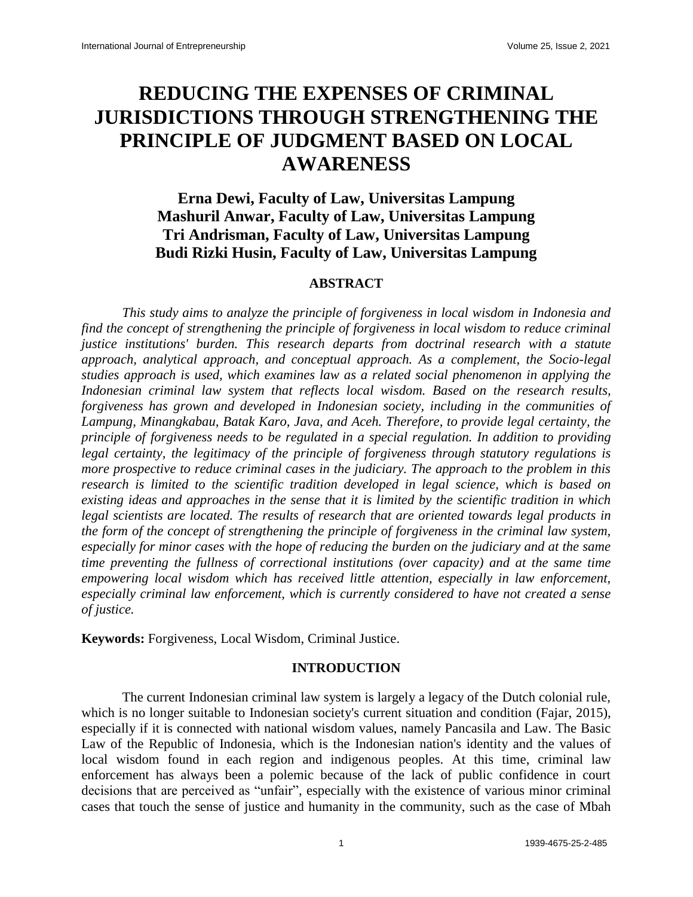# REDUCING THE EXPENSES OF CRIMINAL JURISDICTIONS THROUGH STRENGTHENING THE PRINCIPLE OF JUDGMENT BASED ON LOCAL AWARENESS

**Erna Dewi, Faculty of Law, Universitas Lampung**
**Mashuril Anwar, Faculty of Law, Universitas Lampung**
**Tri Andrisman, Faculty of Law, Universitas Lampung**
**Budi Rizki Husin, Faculty of Law, Universitas Lampung**

## ABSTRACT

*This study aims to analyze the principle of forgiveness in local wisdom in Indonesia and find the concept of strengthening the principle of forgiveness in local wisdom to reduce criminal justice institutions' burden. This research departs from doctrinal research with a statute approach, analytical approach, and conceptual approach. As a complement, the Socio-legal studies approach is used, which examines law as a related social phenomenon in applying the Indonesian criminal law system that reflects local wisdom. Based on the research results, forgiveness has grown and developed in Indonesian society, including in the communities of Lampung, Minangkabau, Batak Karo, Java, and Aceh. Therefore, to provide legal certainty, the principle of forgiveness needs to be regulated in a special regulation. In addition to providing legal certainty, the legitimacy of the principle of forgiveness through statutory regulations is more prospective to reduce criminal cases in the judiciary. The approach to the problem in this research is limited to the scientific tradition developed in legal science, which is based on existing ideas and approaches in the sense that it is limited by the scientific tradition in which legal scientists are located. The results of research that are oriented towards legal products in the form of the concept of strengthening the principle of forgiveness in the criminal law system, especially for minor cases with the hope of reducing the burden on the judiciary and at the same time preventing the fullness of correctional institutions (over capacity) and at the same time empowering local wisdom which has received little attention, especially in law enforcement, especially criminal law enforcement, which is currently considered to have not created a sense of justice.*

**Keywords:** Forgiveness, Local Wisdom, Criminal Justice.

## INTRODUCTION

The current Indonesian criminal law system is largely a legacy of the Dutch colonial rule, which is no longer suitable to Indonesian society's current situation and condition (Fajar, 2015), especially if it is connected with national wisdom values, namely Pancasila and Law. The Basic Law of the Republic of Indonesia, which is the Indonesian nation's identity and the values of local wisdom found in each region and indigenous peoples. At this time, criminal law enforcement has always been a polemic because of the lack of public confidence in court decisions that are perceived as "unfair", especially with the existence of various minor criminal cases that touch the sense of justice and humanity in the community, such as the case of Mbah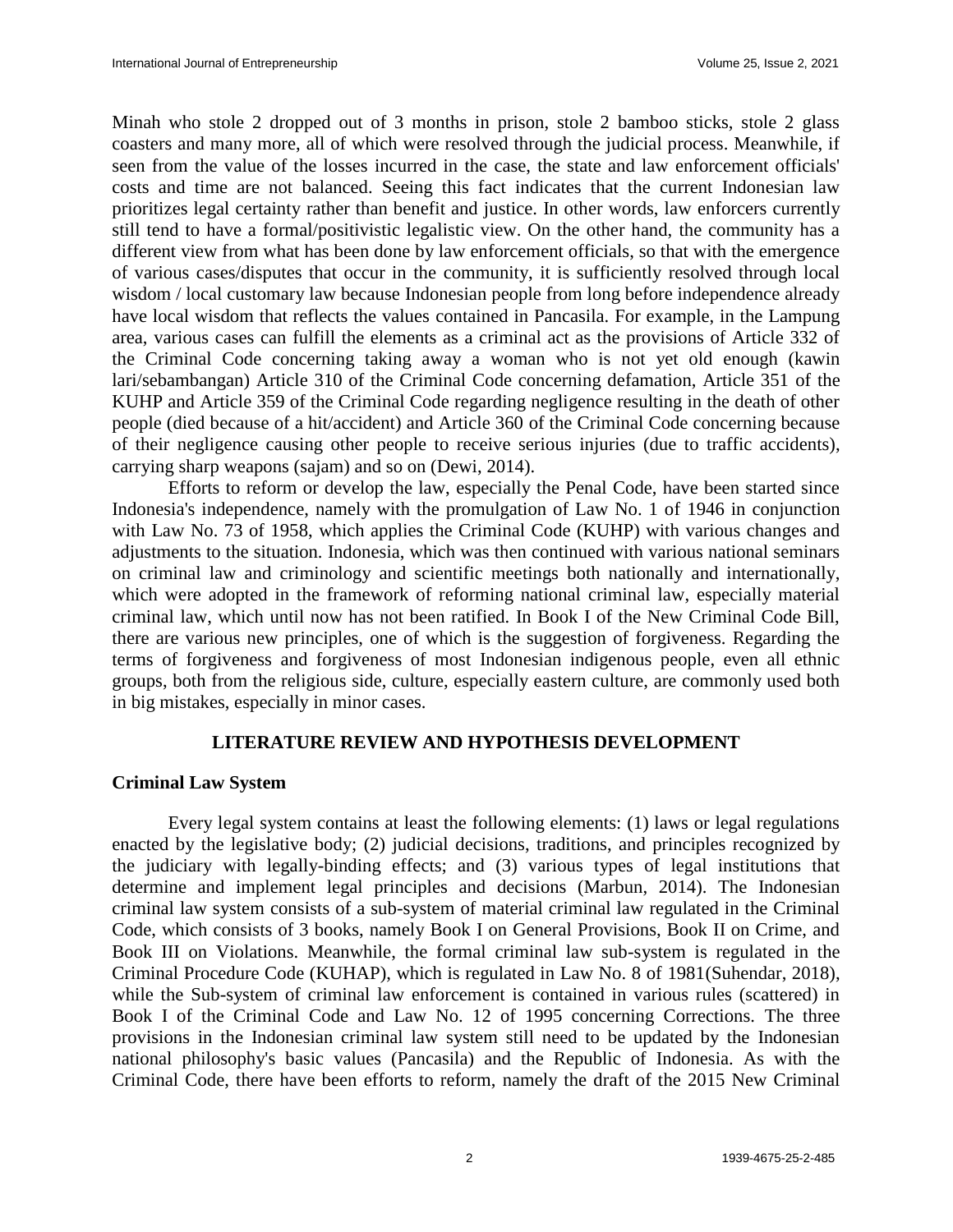Minah who stole 2 dropped out of 3 months in prison, stole 2 bamboo sticks, stole 2 glass coasters and many more, all of which were resolved through the judicial process. Meanwhile, if seen from the value of the losses incurred in the case, the state and law enforcement officials' costs and time are not balanced. Seeing this fact indicates that the current Indonesian law prioritizes legal certainty rather than benefit and justice. In other words, law enforcers currently still tend to have a formal/positivistic legalistic view. On the other hand, the community has a different view from what has been done by law enforcement officials, so that with the emergence of various cases/disputes that occur in the community, it is sufficiently resolved through local wisdom / local customary law because Indonesian people from long before independence already have local wisdom that reflects the values contained in Pancasila. For example, in the Lampung area, various cases can fulfill the elements as a criminal act as the provisions of Article 332 of the Criminal Code concerning taking away a woman who is not yet old enough (kawin lari/sebambangan) Article 310 of the Criminal Code concerning defamation, Article 351 of the KUHP and Article 359 of the Criminal Code regarding negligence resulting in the death of other people (died because of a hit/accident) and Article 360 of the Criminal Code concerning because of their negligence causing other people to receive serious injuries (due to traffic accidents), carrying sharp weapons (sajam) and so on (Dewi, 2014).

Efforts to reform or develop the law, especially the Penal Code, have been started since Indonesia's independence, namely with the promulgation of Law No. 1 of 1946 in conjunction with Law No. 73 of 1958, which applies the Criminal Code (KUHP) with various changes and adjustments to the situation. Indonesia, which was then continued with various national seminars on criminal law and criminology and scientific meetings both nationally and internationally, which were adopted in the framework of reforming national criminal law, especially material criminal law, which until now has not been ratified. In Book I of the New Criminal Code Bill, there are various new principles, one of which is the suggestion of forgiveness. Regarding the terms of forgiveness and forgiveness of most Indonesian indigenous people, even all ethnic groups, both from the religious side, culture, especially eastern culture, are commonly used both in big mistakes, especially in minor cases.

## LITERATURE REVIEW AND HYPOTHESIS DEVELOPMENT

### Criminal Law System

Every legal system contains at least the following elements: (1) laws or legal regulations enacted by the legislative body; (2) judicial decisions, traditions, and principles recognized by the judiciary with legally-binding effects; and (3) various types of legal institutions that determine and implement legal principles and decisions (Marbun, 2014). The Indonesian criminal law system consists of a sub-system of material criminal law regulated in the Criminal Code, which consists of 3 books, namely Book I on General Provisions, Book II on Crime, and Book III on Violations. Meanwhile, the formal criminal law sub-system is regulated in the Criminal Procedure Code (KUHAP), which is regulated in Law No. 8 of 1981(Suhendar, 2018), while the Sub-system of criminal law enforcement is contained in various rules (scattered) in Book I of the Criminal Code and Law No. 12 of 1995 concerning Corrections. The three provisions in the Indonesian criminal law system still need to be updated by the Indonesian national philosophy's basic values (Pancasila) and the Republic of Indonesia. As with the Criminal Code, there have been efforts to reform, namely the draft of the 2015 New Criminal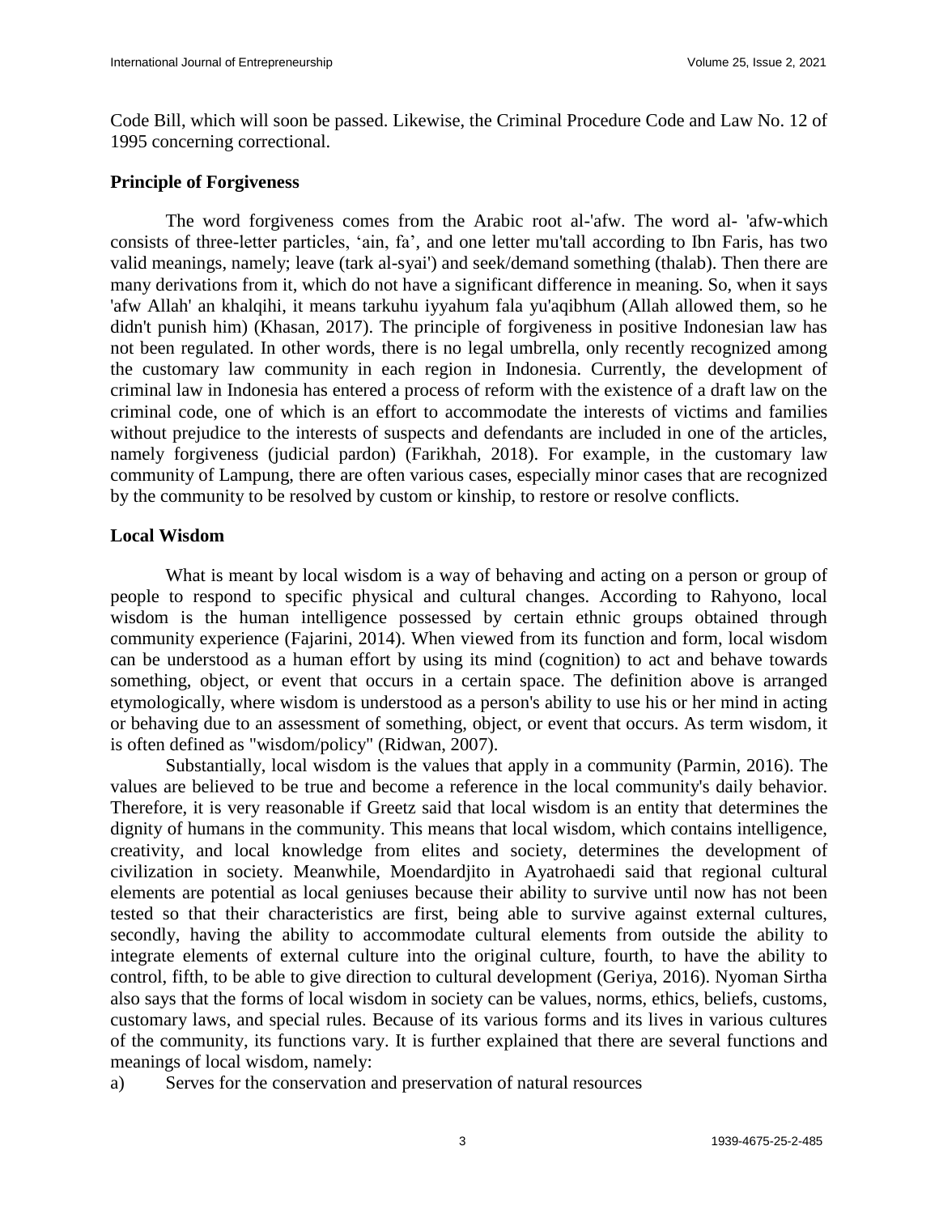Code Bill, which will soon be passed. Likewise, the Criminal Procedure Code and Law No. 12 of 1995 concerning correctional.

### Principle of Forgiveness

The word forgiveness comes from the Arabic root al-'afw. The word al- 'afw-which consists of three-letter particles, 'ain, fa', and one letter mu'tall according to Ibn Faris, has two valid meanings, namely; leave (tark al-syai') and seek/demand something (thalab). Then there are many derivations from it, which do not have a significant difference in meaning. So, when it says 'afw Allah' an khalqihi, it means tarkuhu iyyahum fala yu'aqibhum (Allah allowed them, so he didn't punish him) (Khasan, 2017). The principle of forgiveness in positive Indonesian law has not been regulated. In other words, there is no legal umbrella, only recently recognized among the customary law community in each region in Indonesia. Currently, the development of criminal law in Indonesia has entered a process of reform with the existence of a draft law on the criminal code, one of which is an effort to accommodate the interests of victims and families without prejudice to the interests of suspects and defendants are included in one of the articles, namely forgiveness (judicial pardon) (Farikhah, 2018). For example, in the customary law community of Lampung, there are often various cases, especially minor cases that are recognized by the community to be resolved by custom or kinship, to restore or resolve conflicts.

### Local Wisdom

What is meant by local wisdom is a way of behaving and acting on a person or group of people to respond to specific physical and cultural changes. According to Rahyono, local wisdom is the human intelligence possessed by certain ethnic groups obtained through community experience (Fajarini, 2014). When viewed from its function and form, local wisdom can be understood as a human effort by using its mind (cognition) to act and behave towards something, object, or event that occurs in a certain space. The definition above is arranged etymologically, where wisdom is understood as a person's ability to use his or her mind in acting or behaving due to an assessment of something, object, or event that occurs. As term wisdom, it is often defined as "wisdom/policy" (Ridwan, 2007).

Substantially, local wisdom is the values that apply in a community (Parmin, 2016). The values are believed to be true and become a reference in the local community's daily behavior. Therefore, it is very reasonable if Greetz said that local wisdom is an entity that determines the dignity of humans in the community. This means that local wisdom, which contains intelligence, creativity, and local knowledge from elites and society, determines the development of civilization in society. Meanwhile, Moendardjito in Ayatrohaedi said that regional cultural elements are potential as local geniuses because their ability to survive until now has not been tested so that their characteristics are first, being able to survive against external cultures, secondly, having the ability to accommodate cultural elements from outside the ability to integrate elements of external culture into the original culture, fourth, to have the ability to control, fifth, to be able to give direction to cultural development (Geriya, 2016). Nyoman Sirtha also says that the forms of local wisdom in society can be values, norms, ethics, beliefs, customs, customary laws, and special rules. Because of its various forms and its lives in various cultures of the community, its functions vary. It is further explained that there are several functions and meanings of local wisdom, namely:

a) Serves for the conservation and preservation of natural resources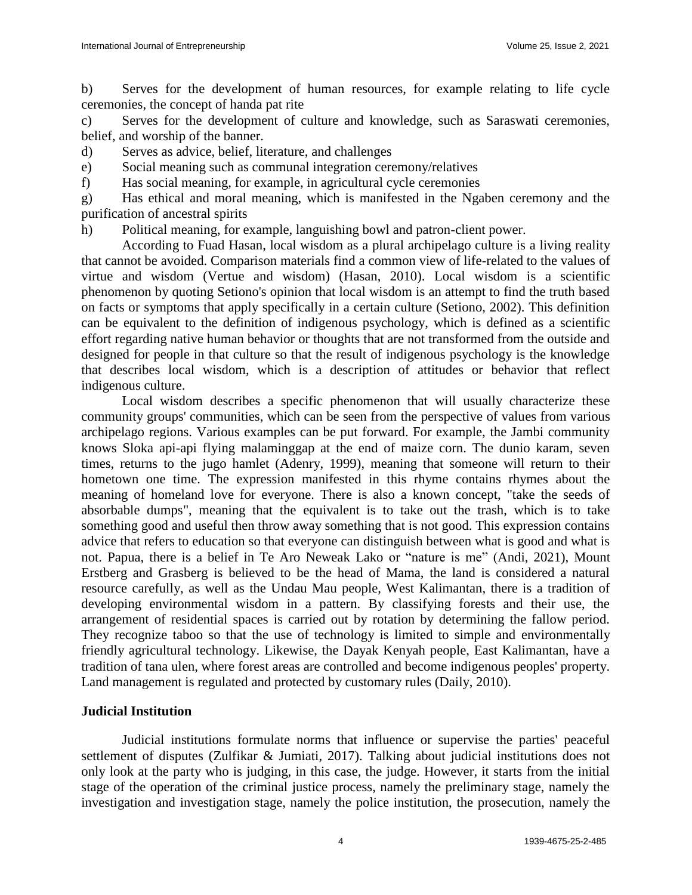b) Serves for the development of human resources, for example relating to life cycle ceremonies, the concept of handa pat rite

c) Serves for the development of culture and knowledge, such as Saraswati ceremonies, belief, and worship of the banner.

d) Serves as advice, belief, literature, and challenges

e) Social meaning such as communal integration ceremony/relatives

f) Has social meaning, for example, in agricultural cycle ceremonies

g) Has ethical and moral meaning, which is manifested in the Ngaben ceremony and the purification of ancestral spirits

h) Political meaning, for example, languishing bowl and patron-client power.

According to Fuad Hasan, local wisdom as a plural archipelago culture is a living reality that cannot be avoided. Comparison materials find a common view of life-related to the values of virtue and wisdom (Vertue and wisdom) (Hasan, 2010). Local wisdom is a scientific phenomenon by quoting Setiono's opinion that local wisdom is an attempt to find the truth based on facts or symptoms that apply specifically in a certain culture (Setiono, 2002). This definition can be equivalent to the definition of indigenous psychology, which is defined as a scientific effort regarding native human behavior or thoughts that are not transformed from the outside and designed for people in that culture so that the result of indigenous psychology is the knowledge that describes local wisdom, which is a description of attitudes or behavior that reflect indigenous culture.

Local wisdom describes a specific phenomenon that will usually characterize these community groups' communities, which can be seen from the perspective of values from various archipelago regions. Various examples can be put forward. For example, the Jambi community knows Sloka api-api flying malaminggap at the end of maize corn. The dunio karam, seven times, returns to the jugo hamlet (Adenry, 1999), meaning that someone will return to their hometown one time. The expression manifested in this rhyme contains rhymes about the meaning of homeland love for everyone. There is also a known concept, "take the seeds of absorbable dumps", meaning that the equivalent is to take out the trash, which is to take something good and useful then throw away something that is not good. This expression contains advice that refers to education so that everyone can distinguish between what is good and what is not. Papua, there is a belief in Te Aro Neweak Lako or "nature is me" (Andi, 2021), Mount Erstberg and Grasberg is believed to be the head of Mama, the land is considered a natural resource carefully, as well as the Undau Mau people, West Kalimantan, there is a tradition of developing environmental wisdom in a pattern. By classifying forests and their use, the arrangement of residential spaces is carried out by rotation by determining the fallow period. They recognize taboo so that the use of technology is limited to simple and environmentally friendly agricultural technology. Likewise, the Dayak Kenyah people, East Kalimantan, have a tradition of tana ulen, where forest areas are controlled and become indigenous peoples' property. Land management is regulated and protected by customary rules (Daily, 2010).

## Judicial Institution

Judicial institutions formulate norms that influence or supervise the parties' peaceful settlement of disputes (Zulfikar & Jumiati, 2017). Talking about judicial institutions does not only look at the party who is judging, in this case, the judge. However, it starts from the initial stage of the operation of the criminal justice process, namely the preliminary stage, namely the investigation and investigation stage, namely the police institution, the prosecution, namely the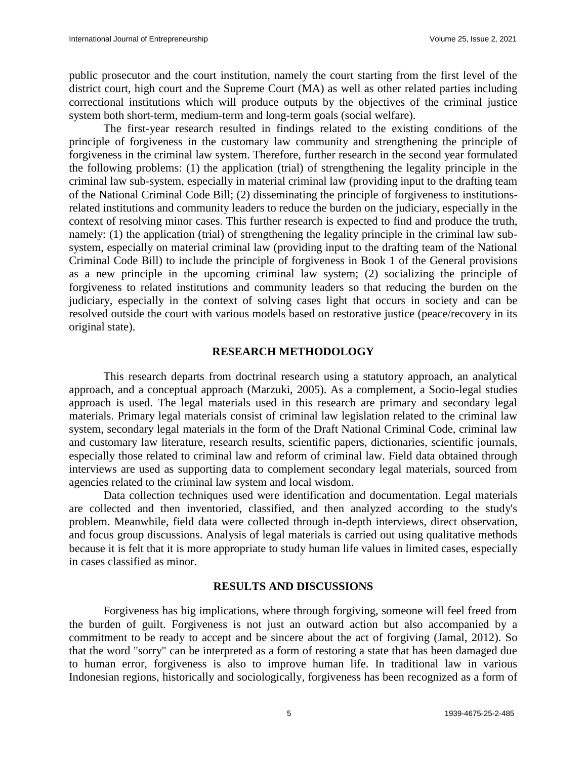public prosecutor and the court institution, namely the court starting from the first level of the district court, high court and the Supreme Court (MA) as well as other related parties including correctional institutions which will produce outputs by the objectives of the criminal justice system both short-term, medium-term and long-term goals (social welfare).

The first-year research resulted in findings related to the existing conditions of the principle of forgiveness in the customary law community and strengthening the principle of forgiveness in the criminal law system. Therefore, further research in the second year formulated the following problems: (1) the application (trial) of strengthening the legality principle in the criminal law sub-system, especially in material criminal law (providing input to the drafting team of the National Criminal Code Bill; (2) disseminating the principle of forgiveness to institutions-related institutions and community leaders to reduce the burden on the judiciary, especially in the context of resolving minor cases. This further research is expected to find and produce the truth, namely: (1) the application (trial) of strengthening the legality principle in the criminal law sub-system, especially on material criminal law (providing input to the drafting team of the National Criminal Code Bill) to include the principle of forgiveness in Book 1 of the General provisions as a new principle in the upcoming criminal law system; (2) socializing the principle of forgiveness to related institutions and community leaders so that reducing the burden on the judiciary, especially in the context of solving cases light that occurs in society and can be resolved outside the court with various models based on restorative justice (peace/recovery in its original state).

## RESEARCH METHODOLOGY

This research departs from doctrinal research using a statutory approach, an analytical approach, and a conceptual approach (Marzuki, 2005). As a complement, a Socio-legal studies approach is used. The legal materials used in this research are primary and secondary legal materials. Primary legal materials consist of criminal law legislation related to the criminal law system, secondary legal materials in the form of the Draft National Criminal Code, criminal law and customary law literature, research results, scientific papers, dictionaries, scientific journals, especially those related to criminal law and reform of criminal law. Field data obtained through interviews are used as supporting data to complement secondary legal materials, sourced from agencies related to the criminal law system and local wisdom.

Data collection techniques used were identification and documentation. Legal materials are collected and then inventoried, classified, and then analyzed according to the study's problem. Meanwhile, field data were collected through in-depth interviews, direct observation, and focus group discussions. Analysis of legal materials is carried out using qualitative methods because it is felt that it is more appropriate to study human life values in limited cases, especially in cases classified as minor.

## RESULTS AND DISCUSSIONS

Forgiveness has big implications, where through forgiving, someone will feel freed from the burden of guilt. Forgiveness is not just an outward action but also accompanied by a commitment to be ready to accept and be sincere about the act of forgiving (Jamal, 2012). So that the word "sorry" can be interpreted as a form of restoring a state that has been damaged due to human error, forgiveness is also to improve human life. In traditional law in various Indonesian regions, historically and sociologically, forgiveness has been recognized as a form of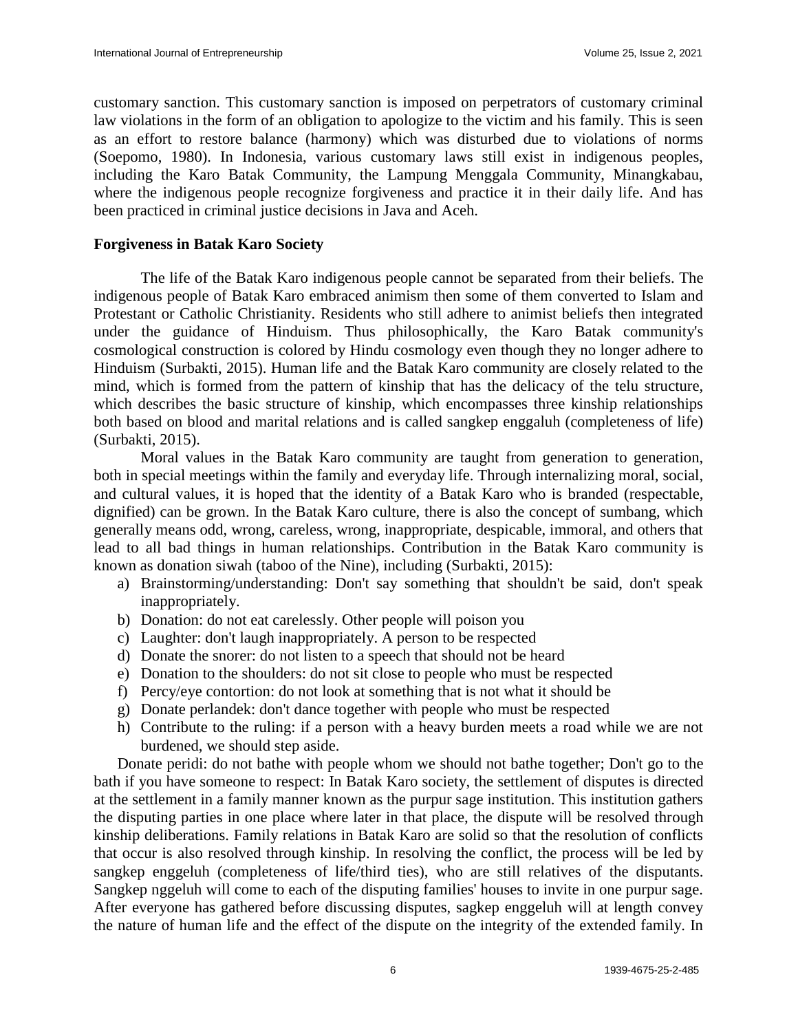customary sanction. This customary sanction is imposed on perpetrators of customary criminal law violations in the form of an obligation to apologize to the victim and his family. This is seen as an effort to restore balance (harmony) which was disturbed due to violations of norms (Soepomo, 1980). In Indonesia, various customary laws still exist in indigenous peoples, including the Karo Batak Community, the Lampung Menggala Community, Minangkabau, where the indigenous people recognize forgiveness and practice it in their daily life. And has been practiced in criminal justice decisions in Java and Aceh.

**Forgiveness in Batak Karo Society**

The life of the Batak Karo indigenous people cannot be separated from their beliefs. The indigenous people of Batak Karo embraced animism then some of them converted to Islam and Protestant or Catholic Christianity. Residents who still adhere to animist beliefs then integrated under the guidance of Hinduism. Thus philosophically, the Karo Batak community's cosmological construction is colored by Hindu cosmology even though they no longer adhere to Hinduism (Surbakti, 2015). Human life and the Batak Karo community are closely related to the mind, which is formed from the pattern of kinship that has the delicacy of the telu structure, which describes the basic structure of kinship, which encompasses three kinship relationships both based on blood and marital relations and is called sangkep enggaluh (completeness of life) (Surbakti, 2015).

Moral values in the Batak Karo community are taught from generation to generation, both in special meetings within the family and everyday life. Through internalizing moral, social, and cultural values, it is hoped that the identity of a Batak Karo who is branded (respectable, dignified) can be grown. In the Batak Karo culture, there is also the concept of sumbang, which generally means odd, wrong, careless, wrong, inappropriate, despicable, immoral, and others that lead to all bad things in human relationships. Contribution in the Batak Karo community is known as donation siwah (taboo of the Nine), including (Surbakti, 2015):

a) Brainstorming/understanding: Don't say something that shouldn't be said, don't speak inappropriately.
b) Donation: do not eat carelessly. Other people will poison you
c) Laughter: don't laugh inappropriately. A person to be respected
d) Donate the snorer: do not listen to a speech that should not be heard
e) Donation to the shoulders: do not sit close to people who must be respected
f) Percy/eye contortion: do not look at something that is not what it should be
g) Donate perlandek: don't dance together with people who must be respected
h) Contribute to the ruling: if a person with a heavy burden meets a road while we are not burdened, we should step aside.

Donate peridi: do not bathe with people whom we should not bathe together; Don't go to the bath if you have someone to respect: In Batak Karo society, the settlement of disputes is directed at the settlement in a family manner known as the purpur sage institution. This institution gathers the disputing parties in one place where later in that place, the dispute will be resolved through kinship deliberations. Family relations in Batak Karo are solid so that the resolution of conflicts that occur is also resolved through kinship. In resolving the conflict, the process will be led by sangkep enggeluh (completeness of life/third ties), who are still relatives of the disputants. Sangkep nggeluh will come to each of the disputing families' houses to invite in one purpur sage. After everyone has gathered before discussing disputes, sagkep enggeluh will at length convey the nature of human life and the effect of the dispute on the integrity of the extended family. In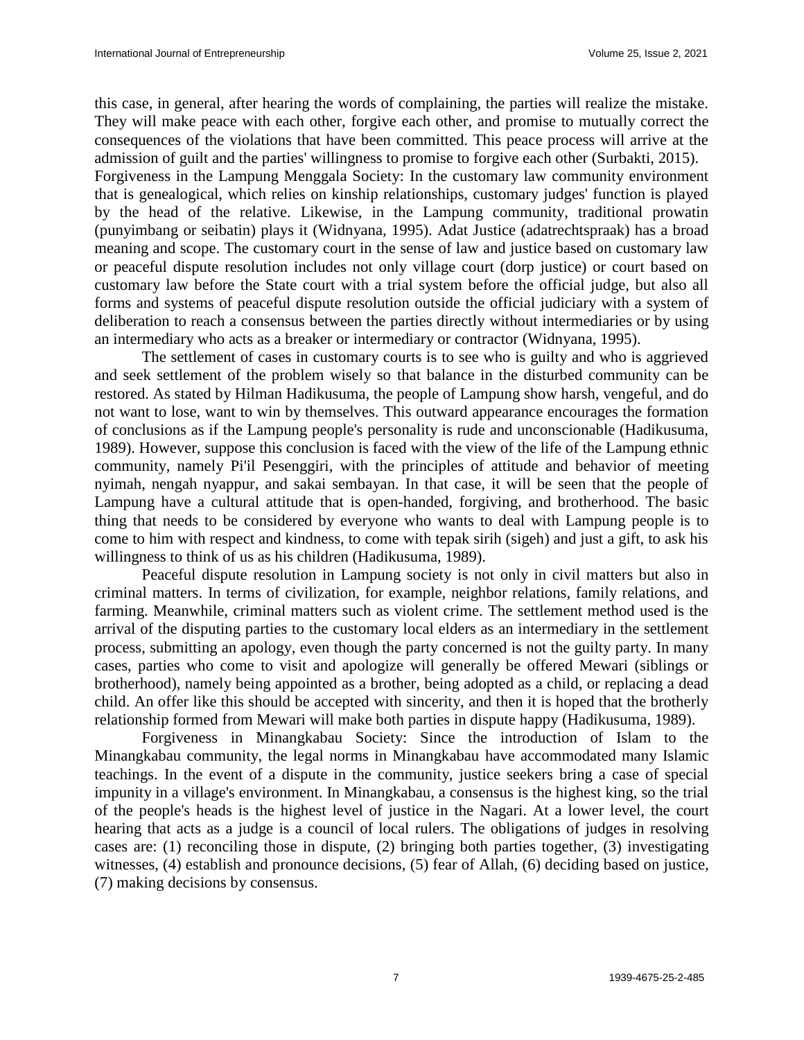this case, in general, after hearing the words of complaining, the parties will realize the mistake. They will make peace with each other, forgive each other, and promise to mutually correct the consequences of the violations that have been committed. This peace process will arrive at the admission of guilt and the parties' willingness to promise to forgive each other (Surbakti, 2015).

Forgiveness in the Lampung Menggala Society: In the customary law community environment that is genealogical, which relies on kinship relationships, customary judges' function is played by the head of the relative. Likewise, in the Lampung community, traditional prowatin (punyimbang or seibatin) plays it (Widnyana, 1995). Adat Justice (adatrechtspraak) has a broad meaning and scope. The customary court in the sense of law and justice based on customary law or peaceful dispute resolution includes not only village court (dorp justice) or court based on customary law before the State court with a trial system before the official judge, but also all forms and systems of peaceful dispute resolution outside the official judiciary with a system of deliberation to reach a consensus between the parties directly without intermediaries or by using an intermediary who acts as a breaker or intermediary or contractor (Widnyana, 1995).

The settlement of cases in customary courts is to see who is guilty and who is aggrieved and seek settlement of the problem wisely so that balance in the disturbed community can be restored. As stated by Hilman Hadikusuma, the people of Lampung show harsh, vengeful, and do not want to lose, want to win by themselves. This outward appearance encourages the formation of conclusions as if the Lampung people's personality is rude and unconscionable (Hadikusuma, 1989). However, suppose this conclusion is faced with the view of the life of the Lampung ethnic community, namely Pi'il Pesenggiri, with the principles of attitude and behavior of meeting nyimah, nengah nyappur, and sakai sembayan. In that case, it will be seen that the people of Lampung have a cultural attitude that is open-handed, forgiving, and brotherhood. The basic thing that needs to be considered by everyone who wants to deal with Lampung people is to come to him with respect and kindness, to come with tepak sirih (sigeh) and just a gift, to ask his willingness to think of us as his children (Hadikusuma, 1989).

Peaceful dispute resolution in Lampung society is not only in civil matters but also in criminal matters. In terms of civilization, for example, neighbor relations, family relations, and farming. Meanwhile, criminal matters such as violent crime. The settlement method used is the arrival of the disputing parties to the customary local elders as an intermediary in the settlement process, submitting an apology, even though the party concerned is not the guilty party. In many cases, parties who come to visit and apologize will generally be offered Mewari (siblings or brotherhood), namely being appointed as a brother, being adopted as a child, or replacing a dead child. An offer like this should be accepted with sincerity, and then it is hoped that the brotherly relationship formed from Mewari will make both parties in dispute happy (Hadikusuma, 1989).

Forgiveness in Minangkabau Society: Since the introduction of Islam to the Minangkabau community, the legal norms in Minangkabau have accommodated many Islamic teachings. In the event of a dispute in the community, justice seekers bring a case of special impunity in a village's environment. In Minangkabau, a consensus is the highest king, so the trial of the people's heads is the highest level of justice in the Nagari. At a lower level, the court hearing that acts as a judge is a council of local rulers. The obligations of judges in resolving cases are: (1) reconciling those in dispute, (2) bringing both parties together, (3) investigating witnesses, (4) establish and pronounce decisions, (5) fear of Allah, (6) deciding based on justice, (7) making decisions by consensus.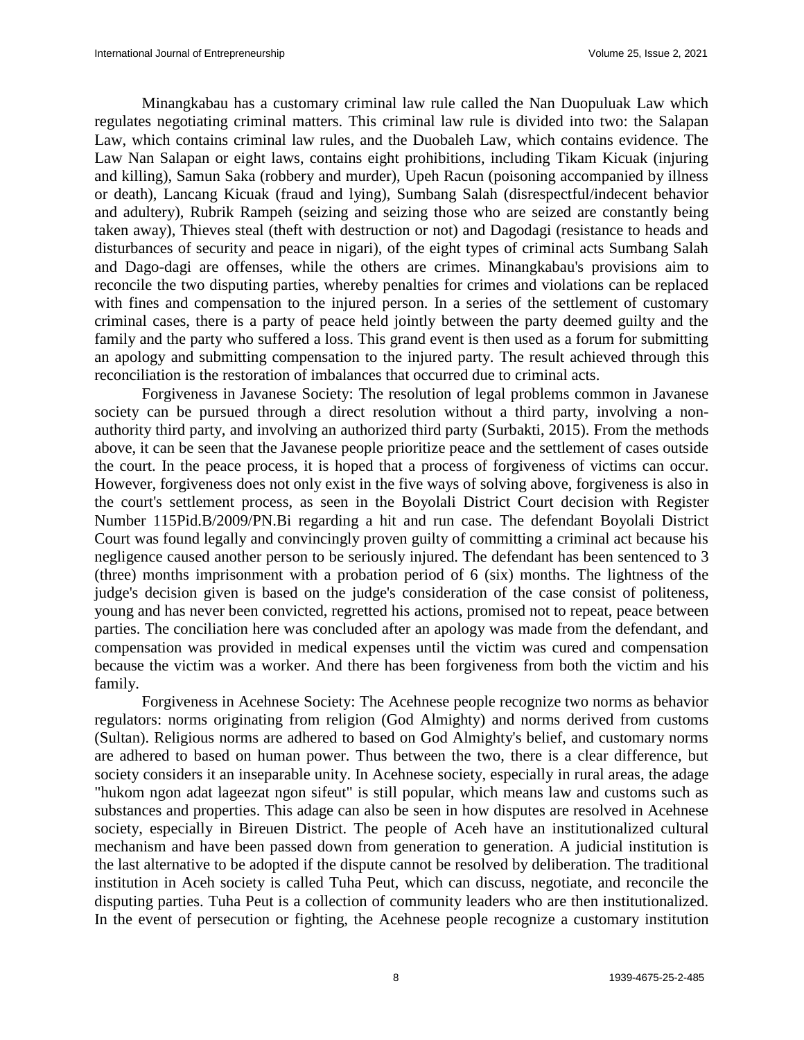Minangkabau has a customary criminal law rule called the Nan Duopuluak Law which regulates negotiating criminal matters. This criminal law rule is divided into two: the Salapan Law, which contains criminal law rules, and the Duobaleh Law, which contains evidence. The Law Nan Salapan or eight laws, contains eight prohibitions, including Tikam Kicuak (injuring and killing), Samun Saka (robbery and murder), Upeh Racun (poisoning accompanied by illness or death), Lancang Kicuak (fraud and lying), Sumbang Salah (disrespectful/indecent behavior and adultery), Rubrik Rampeh (seizing and seizing those who are seized are constantly being taken away), Thieves steal (theft with destruction or not) and Dagodagi (resistance to heads and disturbances of security and peace in nigari), of the eight types of criminal acts Sumbang Salah and Dago-dagi are offenses, while the others are crimes. Minangkabau's provisions aim to reconcile the two disputing parties, whereby penalties for crimes and violations can be replaced with fines and compensation to the injured person. In a series of the settlement of customary criminal cases, there is a party of peace held jointly between the party deemed guilty and the family and the party who suffered a loss. This grand event is then used as a forum for submitting an apology and submitting compensation to the injured party. The result achieved through this reconciliation is the restoration of imbalances that occurred due to criminal acts.

Forgiveness in Javanese Society: The resolution of legal problems common in Javanese society can be pursued through a direct resolution without a third party, involving a non-authority third party, and involving an authorized third party (Surbakti, 2015). From the methods above, it can be seen that the Javanese people prioritize peace and the settlement of cases outside the court. In the peace process, it is hoped that a process of forgiveness of victims can occur. However, forgiveness does not only exist in the five ways of solving above, forgiveness is also in the court's settlement process, as seen in the Boyolali District Court decision with Register Number 115Pid.B/2009/PN.Bi regarding a hit and run case. The defendant Boyolali District Court was found legally and convincingly proven guilty of committing a criminal act because his negligence caused another person to be seriously injured. The defendant has been sentenced to 3 (three) months imprisonment with a probation period of 6 (six) months. The lightness of the judge's decision given is based on the judge's consideration of the case consist of politeness, young and has never been convicted, regretted his actions, promised not to repeat, peace between parties. The conciliation here was concluded after an apology was made from the defendant, and compensation was provided in medical expenses until the victim was cured and compensation because the victim was a worker. And there has been forgiveness from both the victim and his family.

Forgiveness in Acehnese Society: The Acehnese people recognize two norms as behavior regulators: norms originating from religion (God Almighty) and norms derived from customs (Sultan). Religious norms are adhered to based on God Almighty's belief, and customary norms are adhered to based on human power. Thus between the two, there is a clear difference, but society considers it an inseparable unity. In Acehnese society, especially in rural areas, the adage "hukom ngon adat lageezat ngon sifeut" is still popular, which means law and customs such as substances and properties. This adage can also be seen in how disputes are resolved in Acehnese society, especially in Bireuen District. The people of Aceh have an institutionalized cultural mechanism and have been passed down from generation to generation. A judicial institution is the last alternative to be adopted if the dispute cannot be resolved by deliberation. The traditional institution in Aceh society is called Tuha Peut, which can discuss, negotiate, and reconcile the disputing parties. Tuha Peut is a collection of community leaders who are then institutionalized. In the event of persecution or fighting, the Acehnese people recognize a customary institution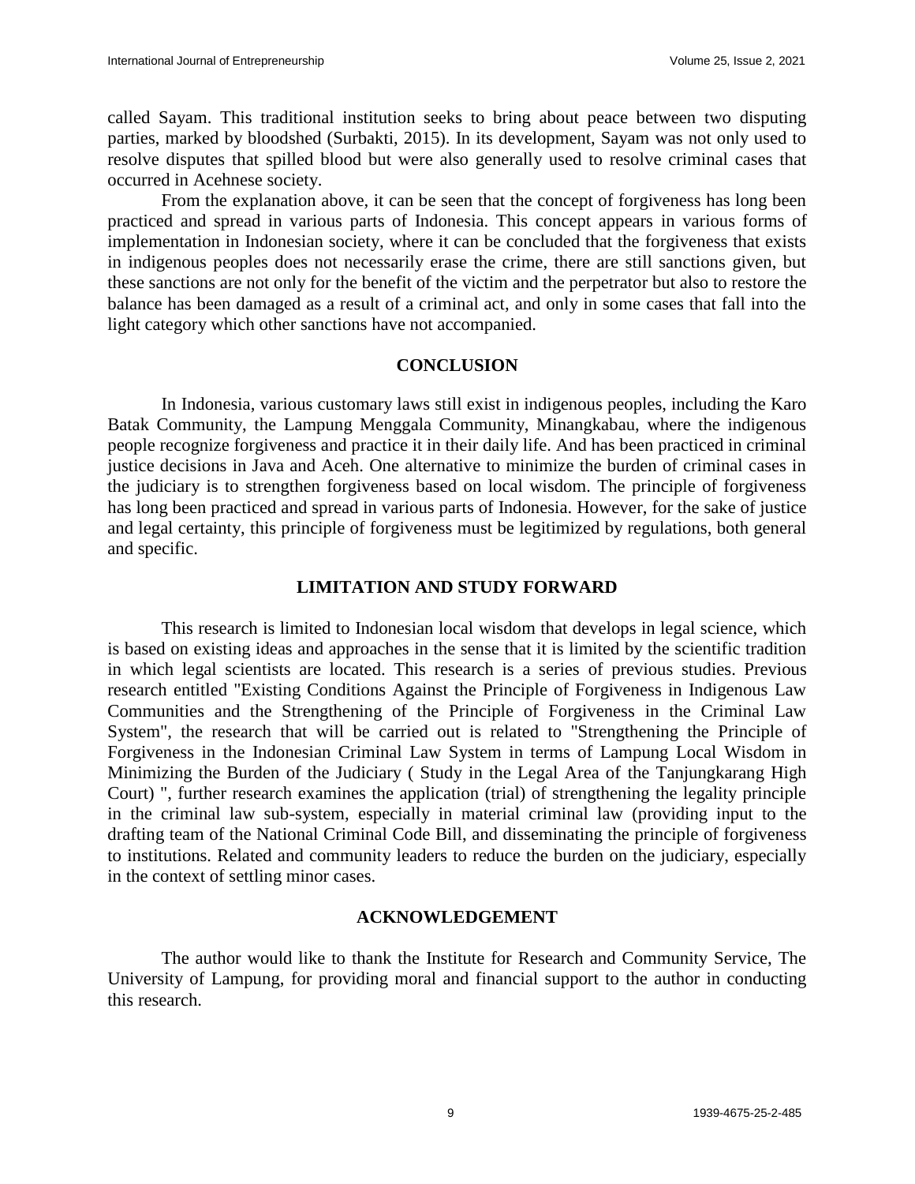called Sayam. This traditional institution seeks to bring about peace between two disputing parties, marked by bloodshed (Surbakti, 2015). In its development, Sayam was not only used to resolve disputes that spilled blood but were also generally used to resolve criminal cases that occurred in Acehnese society.

From the explanation above, it can be seen that the concept of forgiveness has long been practiced and spread in various parts of Indonesia. This concept appears in various forms of implementation in Indonesian society, where it can be concluded that the forgiveness that exists in indigenous peoples does not necessarily erase the crime, there are still sanctions given, but these sanctions are not only for the benefit of the victim and the perpetrator but also to restore the balance has been damaged as a result of a criminal act, and only in some cases that fall into the light category which other sanctions have not accompanied.

## CONCLUSION

In Indonesia, various customary laws still exist in indigenous peoples, including the Karo Batak Community, the Lampung Menggala Community, Minangkabau, where the indigenous people recognize forgiveness and practice it in their daily life. And has been practiced in criminal justice decisions in Java and Aceh. One alternative to minimize the burden of criminal cases in the judiciary is to strengthen forgiveness based on local wisdom. The principle of forgiveness has long been practiced and spread in various parts of Indonesia. However, for the sake of justice and legal certainty, this principle of forgiveness must be legitimized by regulations, both general and specific.

## LIMITATION AND STUDY FORWARD

This research is limited to Indonesian local wisdom that develops in legal science, which is based on existing ideas and approaches in the sense that it is limited by the scientific tradition in which legal scientists are located. This research is a series of previous studies. Previous research entitled "Existing Conditions Against the Principle of Forgiveness in Indigenous Law Communities and the Strengthening of the Principle of Forgiveness in the Criminal Law System", the research that will be carried out is related to "Strengthening the Principle of Forgiveness in the Indonesian Criminal Law System in terms of Lampung Local Wisdom in Minimizing the Burden of the Judiciary ( Study in the Legal Area of the Tanjungkarang High Court) ", further research examines the application (trial) of strengthening the legality principle in the criminal law sub-system, especially in material criminal law (providing input to the drafting team of the National Criminal Code Bill, and disseminating the principle of forgiveness to institutions. Related and community leaders to reduce the burden on the judiciary, especially in the context of settling minor cases.

## ACKNOWLEDGEMENT

The author would like to thank the Institute for Research and Community Service, The University of Lampung, for providing moral and financial support to the author in conducting this research.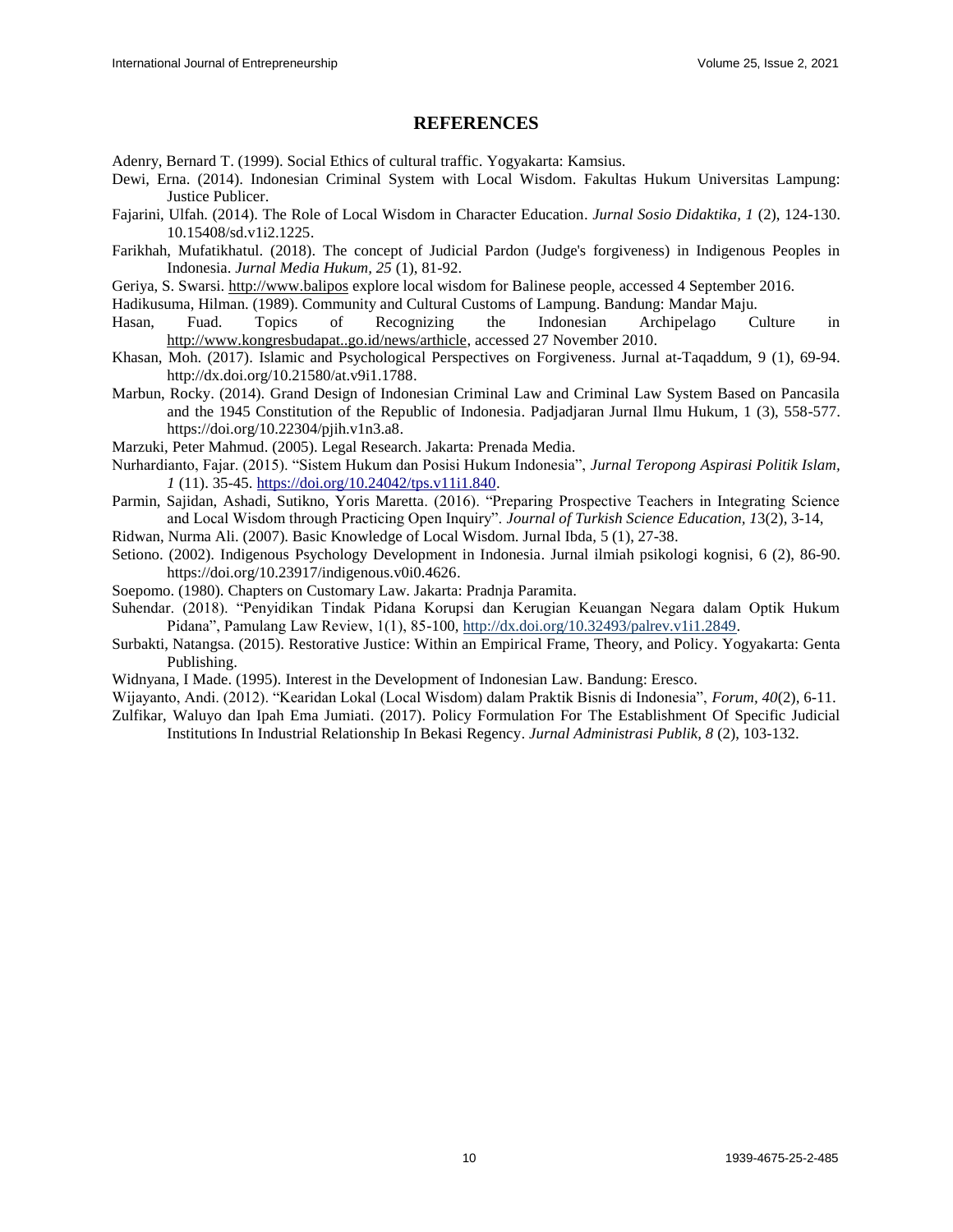# REFERENCES

Adenry, Bernard T. (1999). Social Ethics of cultural traffic. Yogyakarta: Kamsius.

Dewi, Erna. (2014). Indonesian Criminal System with Local Wisdom. Fakultas Hukum Universitas Lampung: Justice Publicer.

Fajarini, Ulfah. (2014). The Role of Local Wisdom in Character Education. *Jurnal Sosio Didaktika, 1* (2), 124-130. 10.15408/sd.v1i2.1225.

Farikhah, Mufatikhatul. (2018). The concept of Judicial Pardon (Judge's forgiveness) in Indigenous Peoples in Indonesia. *Jurnal Media Hukum, 25* (1), 81-92.

Geriya, S. Swarsi. http://www.balipos explore local wisdom for Balinese people, accessed 4 September 2016.

Hadikusuma, Hilman. (1989). Community and Cultural Customs of Lampung. Bandung: Mandar Maju.

Hasan, Fuad. Topics of Recognizing the Indonesian Archipelago Culture in http://www.kongresbudapat..go.id/news/arthicle, accessed 27 November 2010.

Khasan, Moh. (2017). Islamic and Psychological Perspectives on Forgiveness. Jurnal at-Taqaddum, 9 (1), 69-94. http://dx.doi.org/10.21580/at.v9i1.1788.

Marbun, Rocky. (2014). Grand Design of Indonesian Criminal Law and Criminal Law System Based on Pancasila and the 1945 Constitution of the Republic of Indonesia. Padjadjaran Jurnal Ilmu Hukum, 1 (3), 558-577. https://doi.org/10.22304/pjih.v1n3.a8.

Marzuki, Peter Mahmud. (2005). Legal Research. Jakarta: Prenada Media.

Nurhardianto, Fajar. (2015). "Sistem Hukum dan Posisi Hukum Indonesia", *Jurnal Teropong Aspirasi Politik Islam, 1* (11). 35-45. https://doi.org/10.24042/tps.v11i1.840.

Parmin, Sajidan, Ashadi, Sutikno, Yoris Maretta. (2016). "Preparing Prospective Teachers in Integrating Science and Local Wisdom through Practicing Open Inquiry". *Journal of Turkish Science Education, 1*3(2), 3-14,

Ridwan, Nurma Ali. (2007). Basic Knowledge of Local Wisdom. Jurnal Ibda, 5 (1), 27-38.

Setiono. (2002). Indigenous Psychology Development in Indonesia. Jurnal ilmiah psikologi kognisi, 6 (2), 86-90. https://doi.org/10.23917/indigenous.v0i0.4626.

Soepomo. (1980). Chapters on Customary Law. Jakarta: Pradnja Paramita.

Suhendar. (2018). "Penyidikan Tindak Pidana Korupsi dan Kerugian Keuangan Negara dalam Optik Hukum Pidana", Pamulang Law Review, 1(1), 85-100, http://dx.doi.org/10.32493/palrev.v1i1.2849.

Surbakti, Natangsa. (2015). Restorative Justice: Within an Empirical Frame, Theory, and Policy. Yogyakarta: Genta Publishing.

Widnyana, I Made. (1995). Interest in the Development of Indonesian Law. Bandung: Eresco.

Wijayanto, Andi. (2012). "Kearidan Lokal (Local Wisdom) dalam Praktik Bisnis di Indonesia", *Forum, 40*(2), 6-11.

Zulfikar, Waluyo dan Ipah Ema Jumiati. (2017). Policy Formulation For The Establishment Of Specific Judicial Institutions In Industrial Relationship In Bekasi Regency. *Jurnal Administrasi Publik, 8* (2), 103-132.